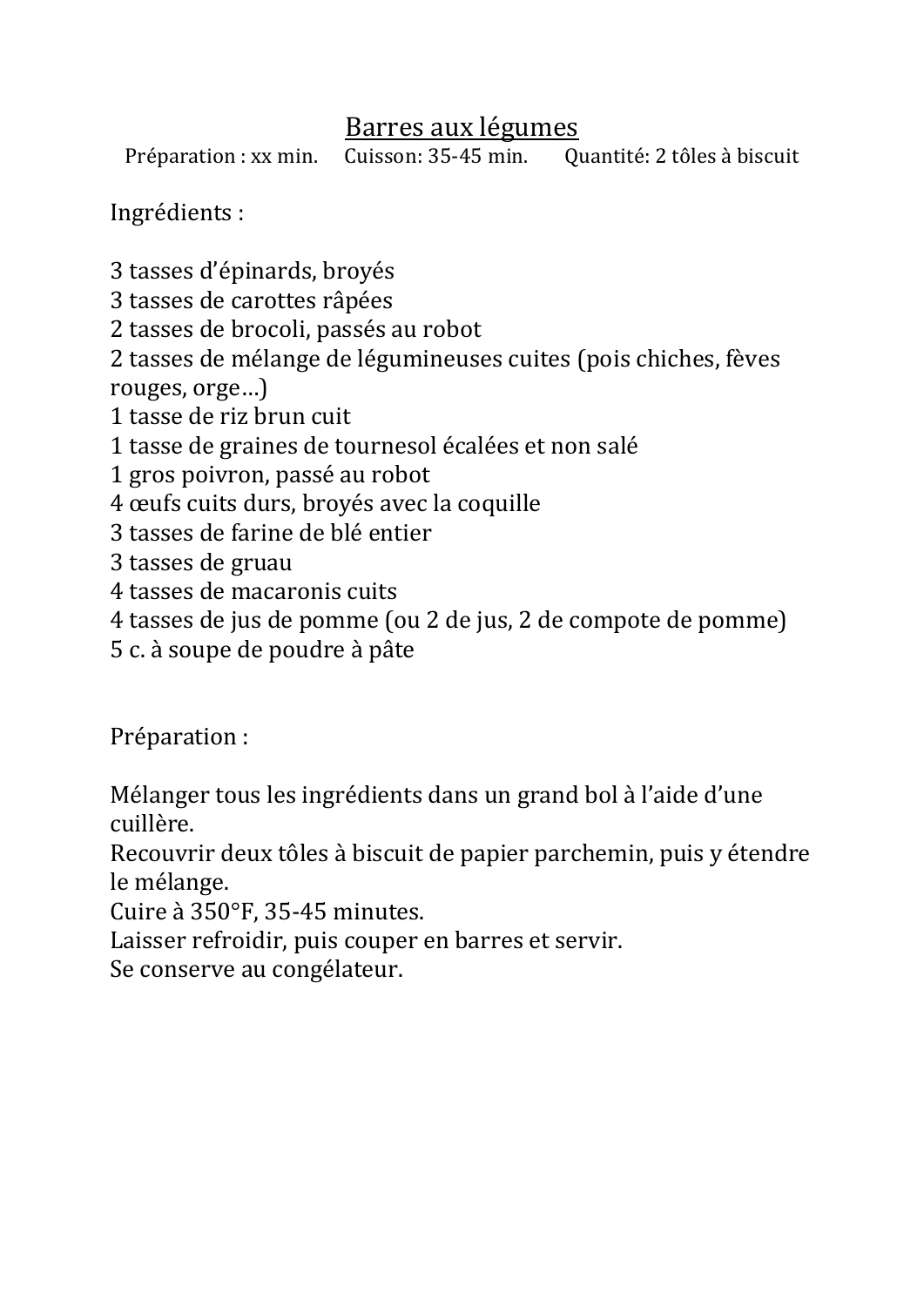# Barres aux légumes

Préparation : xx min. Cuisson: 35-45 min. Quantité: 2 tôles à biscuit

Ingrédients :

3 tasses d'épinards, broyés
3 tasses de carottes râpées
2 tasses de brocoli, passés au robot
2 tasses de mélange de légumineuses cuites (pois chiches, fèves rouges, orge…)
1 tasse de riz brun cuit
1 tasse de graines de tournesol écalées et non salé
1 gros poivron, passé au robot
4 œufs cuits durs, broyés avec la coquille
3 tasses de farine de blé entier
3 tasses de gruau
4 tasses de macaronis cuits
4 tasses de jus de pomme (ou 2 de jus, 2 de compote de pomme)
5 c. à soupe de poudre à pâte

Préparation :

Mélanger tous les ingrédients dans un grand bol à l'aide d'une cuillère.
Recouvrir deux tôles à biscuit de papier parchemin, puis y étendre le mélange.
Cuire à 350°F, 35-45 minutes.
Laisser refroidir, puis couper en barres et servir.
Se conserve au congélateur.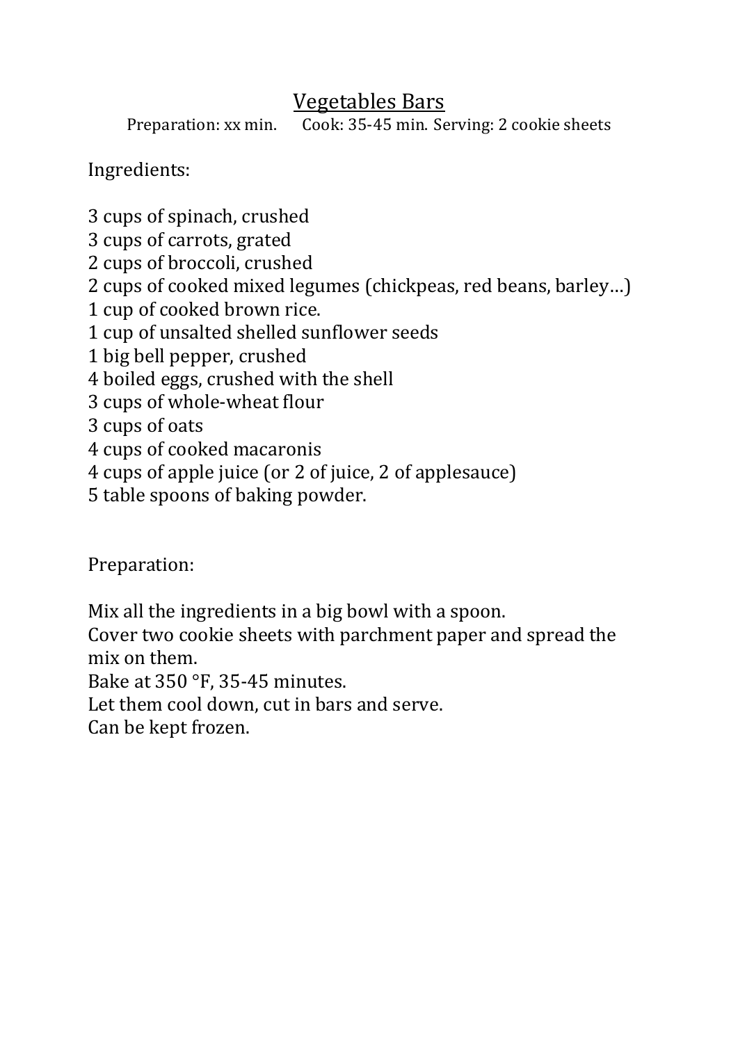# Vegetables Bars

Preparation: xx min. Cook: 35-45 min. Serving: 2 cookie sheets

Ingredients:

3 cups of spinach, crushed
3 cups of carrots, grated
2 cups of broccoli, crushed
2 cups of cooked mixed legumes (chickpeas, red beans, barley…)
1 cup of cooked brown rice.
1 cup of unsalted shelled sunflower seeds
1 big bell pepper, crushed
4 boiled eggs, crushed with the shell
3 cups of whole-wheat flour
3 cups of oats
4 cups of cooked macaronis
4 cups of apple juice (or 2 of juice, 2 of applesauce)
5 table spoons of baking powder.

Preparation:

Mix all the ingredients in a big bowl with a spoon.
Cover two cookie sheets with parchment paper and spread the mix on them.
Bake at 350 °F, 35-45 minutes.
Let them cool down, cut in bars and serve.
Can be kept frozen.